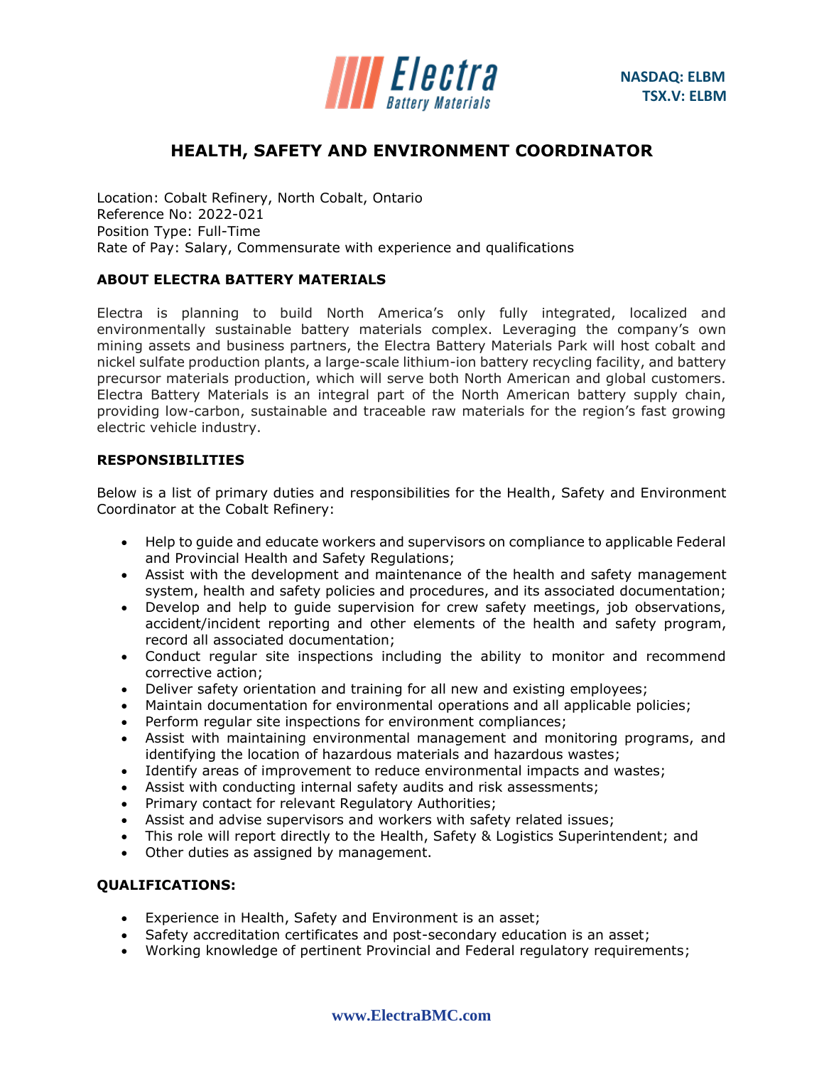NASDAQ: ELBM
TSX.V: ELBM

# HEALTH, SAFETY AND ENVIRONMENT COORDINATOR

Location: Cobalt Refinery, North Cobalt, Ontario
Reference No: 2022-021
Position Type: Full-Time
Rate of Pay: Salary, Commensurate with experience and qualifications

## ABOUT ELECTRA BATTERY MATERIALS

Electra is planning to build North America's only fully integrated, localized and environmentally sustainable battery materials complex. Leveraging the company's own mining assets and business partners, the Electra Battery Materials Park will host cobalt and nickel sulfate production plants, a large-scale lithium-ion battery recycling facility, and battery precursor materials production, which will serve both North American and global customers. Electra Battery Materials is an integral part of the North American battery supply chain, providing low-carbon, sustainable and traceable raw materials for the region's fast growing electric vehicle industry.

## RESPONSIBILITIES

Below is a list of primary duties and responsibilities for the Health, Safety and Environment Coordinator at the Cobalt Refinery:

- Help to guide and educate workers and supervisors on compliance to applicable Federal and Provincial Health and Safety Regulations;
- Assist with the development and maintenance of the health and safety management system, health and safety policies and procedures, and its associated documentation;
- Develop and help to guide supervision for crew safety meetings, job observations, accident/incident reporting and other elements of the health and safety program, record all associated documentation;
- Conduct regular site inspections including the ability to monitor and recommend corrective action;
- Deliver safety orientation and training for all new and existing employees;
- Maintain documentation for environmental operations and all applicable policies;
- Perform regular site inspections for environment compliances;
- Assist with maintaining environmental management and monitoring programs, and identifying the location of hazardous materials and hazardous wastes;
- Identify areas of improvement to reduce environmental impacts and wastes;
- Assist with conducting internal safety audits and risk assessments;
- Primary contact for relevant Regulatory Authorities;
- Assist and advise supervisors and workers with safety related issues;
- This role will report directly to the Health, Safety & Logistics Superintendent; and
- Other duties as assigned by management.

## QUALIFICATIONS:

- Experience in Health, Safety and Environment is an asset;
- Safety accreditation certificates and post-secondary education is an asset;
- Working knowledge of pertinent Provincial and Federal regulatory requirements;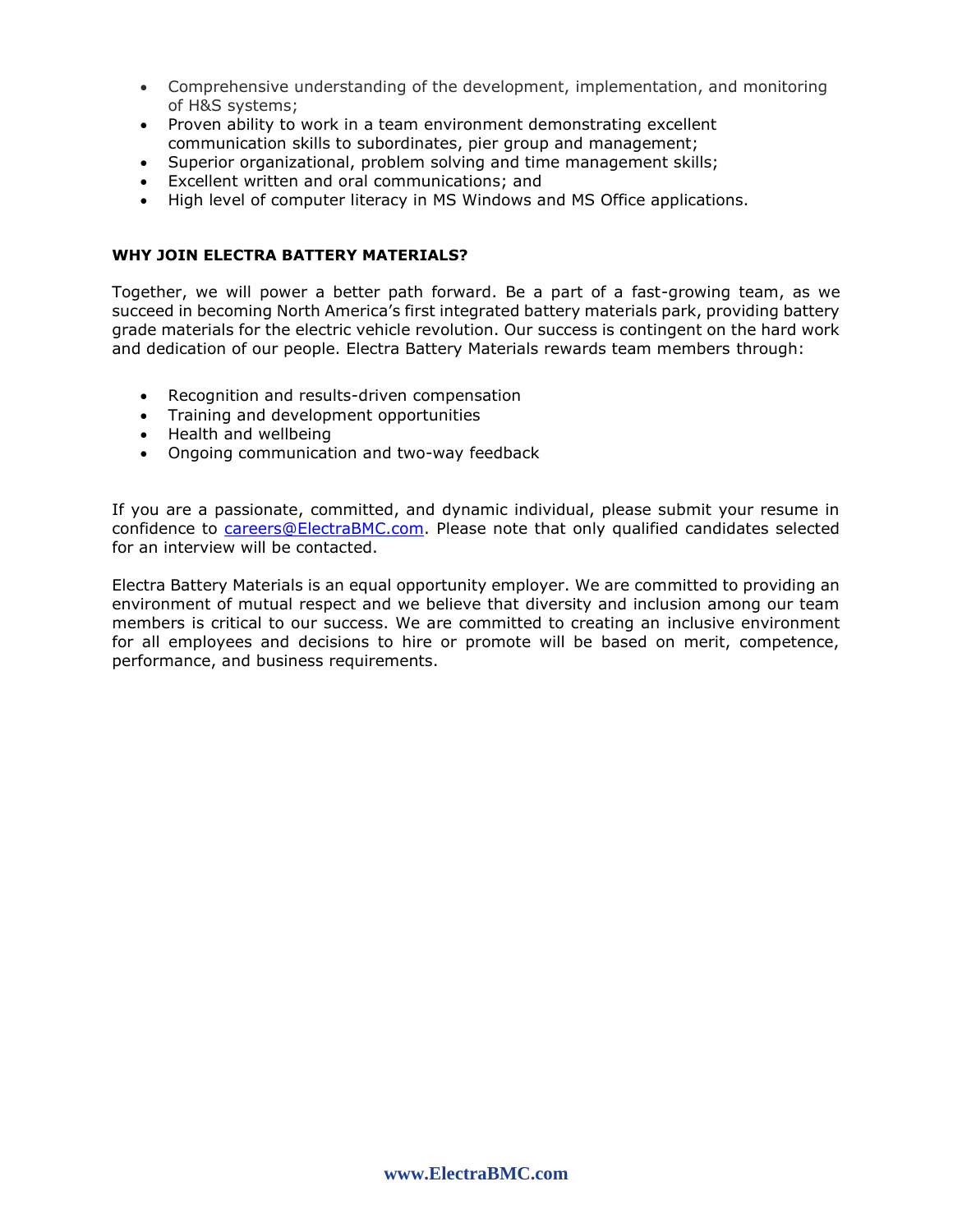- Comprehensive understanding of the development, implementation, and monitoring of H&S systems;
- Proven ability to work in a team environment demonstrating excellent communication skills to subordinates, pier group and management;
- Superior organizational, problem solving and time management skills;
- Excellent written and oral communications; and
- High level of computer literacy in MS Windows and MS Office applications.

**WHY JOIN ELECTRA BATTERY MATERIALS?**

Together, we will power a better path forward. Be a part of a fast-growing team, as we succeed in becoming North America's first integrated battery materials park, providing battery grade materials for the electric vehicle revolution. Our success is contingent on the hard work and dedication of our people. Electra Battery Materials rewards team members through:

- Recognition and results-driven compensation
- Training and development opportunities
- Health and wellbeing
- Ongoing communication and two-way feedback

If you are a passionate, committed, and dynamic individual, please submit your resume in confidence to careers@ElectraBMC.com. Please note that only qualified candidates selected for an interview will be contacted.

Electra Battery Materials is an equal opportunity employer. We are committed to providing an environment of mutual respect and we believe that diversity and inclusion among our team members is critical to our success. We are committed to creating an inclusive environment for all employees and decisions to hire or promote will be based on merit, competence, performance, and business requirements.